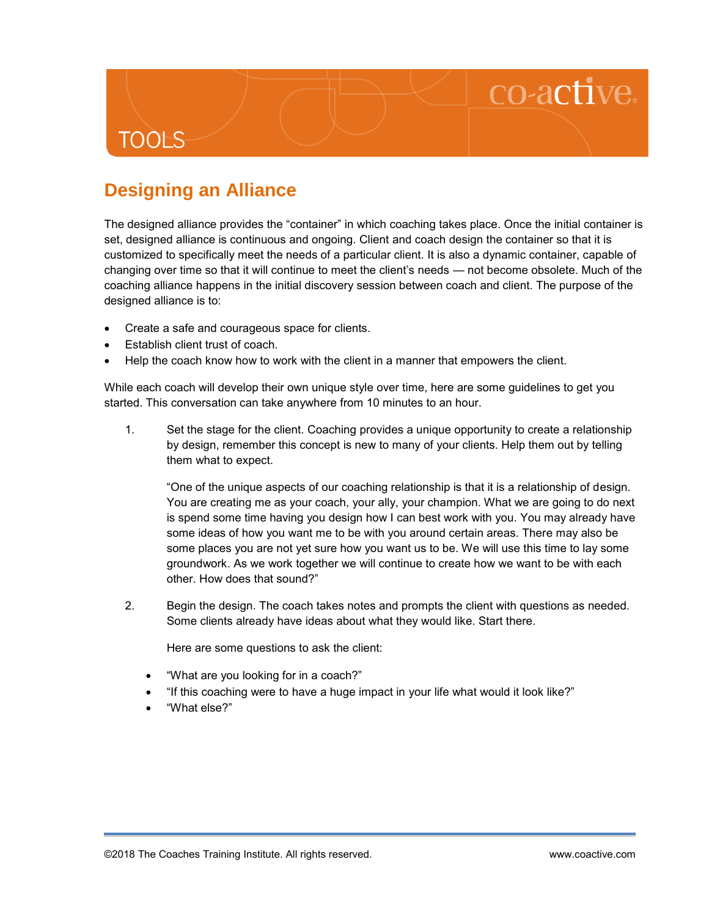# Designing an Alliance

The designed alliance provides the "container" in which coaching takes place. Once the initial container is set, designed alliance is continuous and ongoing. Client and coach design the container so that it is customized to specifically meet the needs of a particular client. It is also a dynamic container, capable of changing over time so that it will continue to meet the client's needs — not become obsolete. Much of the coaching alliance happens in the initial discovery session between coach and client. The purpose of the designed alliance is to:

- Create a safe and courageous space for clients.
- Establish client trust of coach.
- Help the coach know how to work with the client in a manner that empowers the client.

While each coach will develop their own unique style over time, here are some guidelines to get you started. This conversation can take anywhere from 10 minutes to an hour.

1. Set the stage for the client. Coaching provides a unique opportunity to create a relationship by design, remember this concept is new to many of your clients. Help them out by telling them what to expect.

   "One of the unique aspects of our coaching relationship is that it is a relationship of design. You are creating me as your coach, your ally, your champion. What we are going to do next is spend some time having you design how I can best work with you. You may already have some ideas of how you want me to be with you around certain areas. There may also be some places you are not yet sure how you want us to be. We will use this time to lay some groundwork. As we work together we will continue to create how we want to be with each other. How does that sound?"

2. Begin the design. The coach takes notes and prompts the client with questions as needed. Some clients already have ideas about what they would like. Start there.

   Here are some questions to ask the client:

   - "What are you looking for in a coach?"
   - "If this coaching were to have a huge impact in your life what would it look like?"
   - "What else?"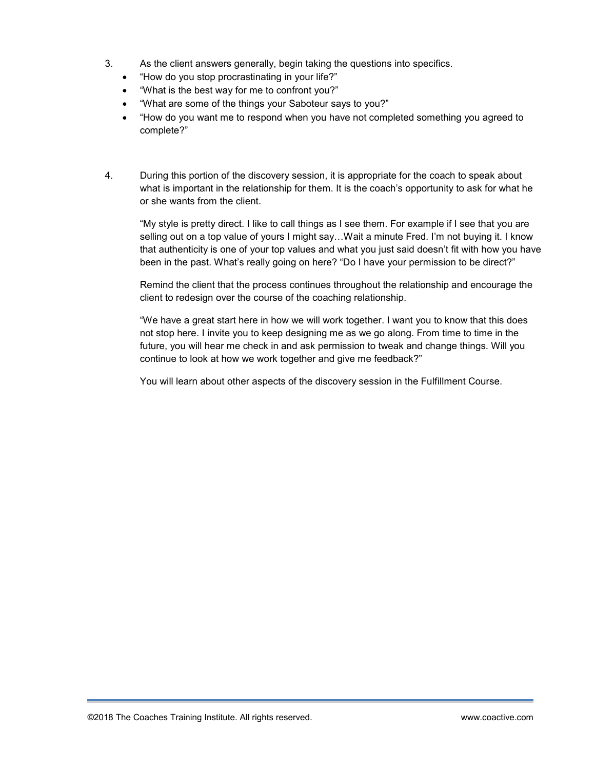3. As the client answers generally, begin taking the questions into specifics.
   - "How do you stop procrastinating in your life?"
   - "What is the best way for me to confront you?"
   - "What are some of the things your Saboteur says to you?"
   - "How do you want me to respond when you have not completed something you agreed to complete?"

4. During this portion of the discovery session, it is appropriate for the coach to speak about what is important in the relationship for them. It is the coach's opportunity to ask for what he or she wants from the client.

   "My style is pretty direct. I like to call things as I see them. For example if I see that you are selling out on a top value of yours I might say…Wait a minute Fred. I'm not buying it. I know that authenticity is one of your top values and what you just said doesn't fit with how you have been in the past. What's really going on here? "Do I have your permission to be direct?"

   Remind the client that the process continues throughout the relationship and encourage the client to redesign over the course of the coaching relationship.

   "We have a great start here in how we will work together. I want you to know that this does not stop here. I invite you to keep designing me as we go along. From time to time in the future, you will hear me check in and ask permission to tweak and change things. Will you continue to look at how we work together and give me feedback?"

   You will learn about other aspects of the discovery session in the Fulfillment Course.